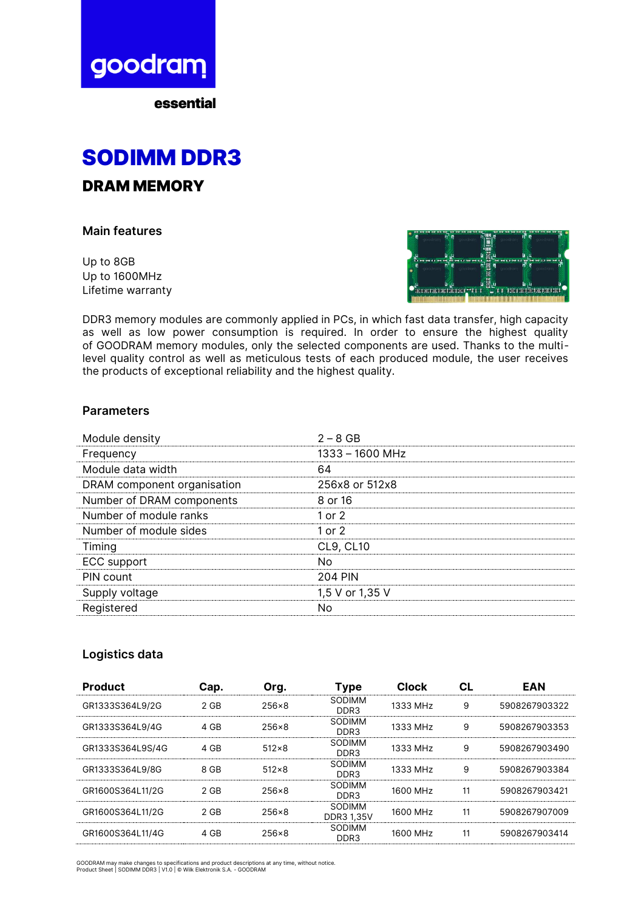goodram

essential

# SODIMM DDR3

## DRAM MEMORY

### Main features

Up to 8GB
Up to 1600MHz
Lifetime warranty

DDR3 memory modules are commonly applied in PCs, in which fast data transfer, high capacity as well as low power consumption is required. In order to ensure the highest quality of GOODRAM memory modules, only the selected components are used. Thanks to the multi-level quality control as well as meticulous tests of each produced module, the user receives the products of exceptional reliability and the highest quality.

### Parameters

| | |
|---|---|
| Module density | 2 – 8 GB |
| Frequency | 1333 – 1600 MHz |
| Module data width | 64 |
| DRAM component organisation | 256x8 or 512x8 |
| Number of DRAM components | 8 or 16 |
| Number of module ranks | 1 or 2 |
| Number of module sides | 1 or 2 |
| Timing | CL9, CL10 |
| ECC support | No |
| PIN count | 204 PIN |
| Supply voltage | 1,5 V or 1,35 V |
| Registered | No |

### Logistics data

| Product | Cap. | Org. | Type | Clock | CL | EAN |
|---|---|---|---|---|---|---|
| GR1333S364L9/2G | 2 GB | 256×8 | SODIMM DDR3 | 1333 MHz | 9 | 5908267903322 |
| GR1333S364L9/4G | 4 GB | 256×8 | SODIMM DDR3 | 1333 MHz | 9 | 5908267903353 |
| GR1333S364L9S/4G | 4 GB | 512×8 | SODIMM DDR3 | 1333 MHz | 9 | 5908267903490 |
| GR1333S364L9/8G | 8 GB | 512×8 | SODIMM DDR3 | 1333 MHz | 9 | 5908267903384 |
| GR1600S364L11/2G | 2 GB | 256×8 | SODIMM DDR3 | 1600 MHz | 11 | 5908267903421 |
| GR1600S364L11/2G | 2 GB | 256×8 | SODIMM DDR3 1,35V | 1600 MHz | 11 | 5908267907009 |
| GR1600S364L11/4G | 4 GB | 256×8 | SODIMM DDR3 | 1600 MHz | 11 | 5908267903414 |

GOODRAM may make changes to specifications and product descriptions at any time, without notice.
Product Sheet | SODIMM DDR3 | V1.0 | © Wilk Elektronik S.A. - GOODRAM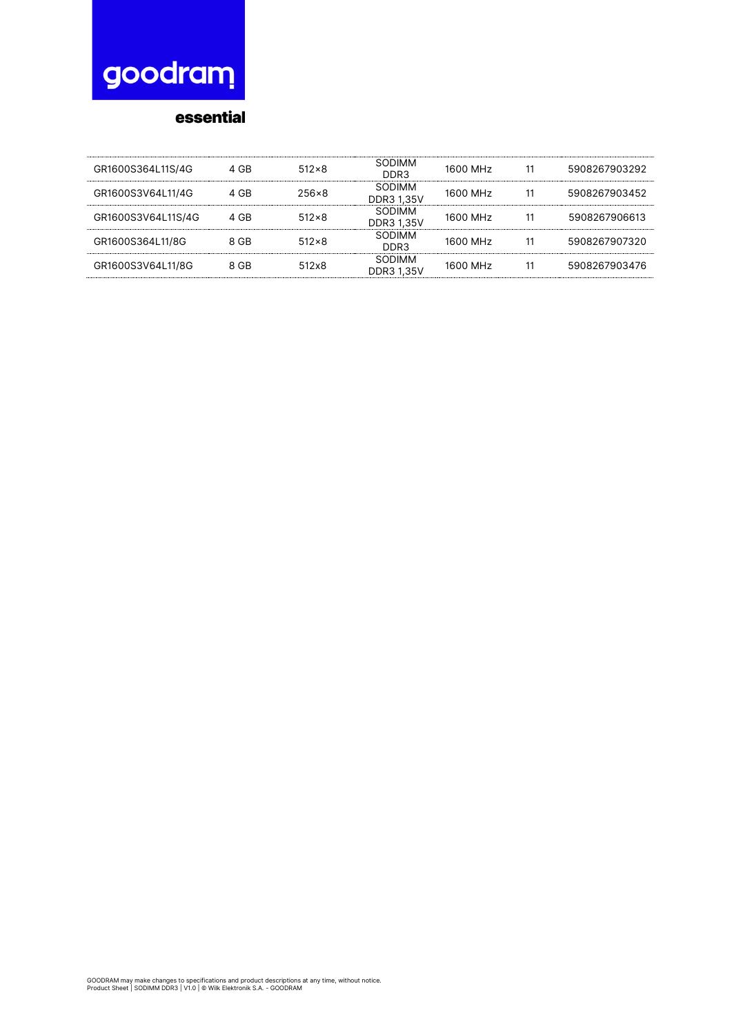goodram

essential

| | | | | | | |
|---|---|---|---|---|---|---|
| GR1600S364L11S/4G | 4 GB | 512×8 | SODIMM DDR3 | 1600 MHz | 11 | 5908267903292 |
| GR1600S3V64L11/4G | 4 GB | 256×8 | SODIMM DDR3 1,35V | 1600 MHz | 11 | 5908267903452 |
| GR1600S3V64L11S/4G | 4 GB | 512×8 | SODIMM DDR3 1,35V | 1600 MHz | 11 | 5908267906613 |
| GR1600S364L11/8G | 8 GB | 512×8 | SODIMM DDR3 | 1600 MHz | 11 | 5908267907320 |
| GR1600S3V64L11/8G | 8 GB | 512x8 | SODIMM DDR3 1,35V | 1600 MHz | 11 | 5908267903476 |

GOODRAM may make changes to specifications and product descriptions at any time, without notice.
Product Sheet | SODIMM DDR3 | V1.0 | © Wilk Elektronik S.A. - GOODRAM